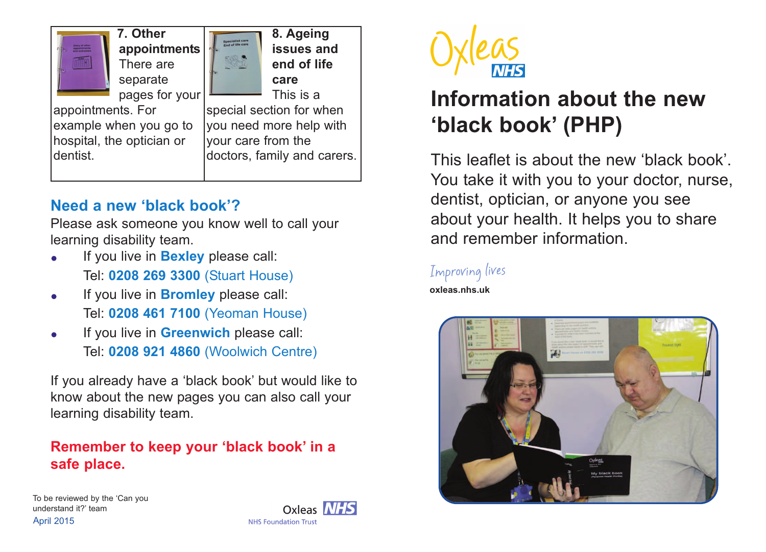### 7. Other appointments

There are separate pages for your appointments. For example when you go to hospital, the optician or dentist.

### 8. Ageing issues and end of life care

This is a special section for when you need more help with your care from the doctors, family and carers.

## Need a new 'black book'?

Please ask someone you know well to call your learning disability team.

- If you live in **Bexley** please call:
  Tel: **0208 269 3300** (Stuart House)
- If you live in **Bromley** please call:
  Tel: **0208 461 7100** (Yeoman House)
- If you live in **Greenwich** please call:
  Tel: **0208 921 4860** (Woolwich Centre)

If you already have a 'black book' but would like to know about the new pages you can also call your learning disability team.

**Remember to keep your 'black book' in a safe place.**

To be reviewed by the 'Can you understand it?' team

April 2015

Oxleas NHS

NHS Foundation Trust

Oxleas NHS

# Information about the new 'black book' (PHP)

This leaflet is about the new 'black book'. You take it with you to your doctor, nurse, dentist, optician, or anyone you see about your health. It helps you to share and remember information.

Improving lives

**oxleas.nhs.uk**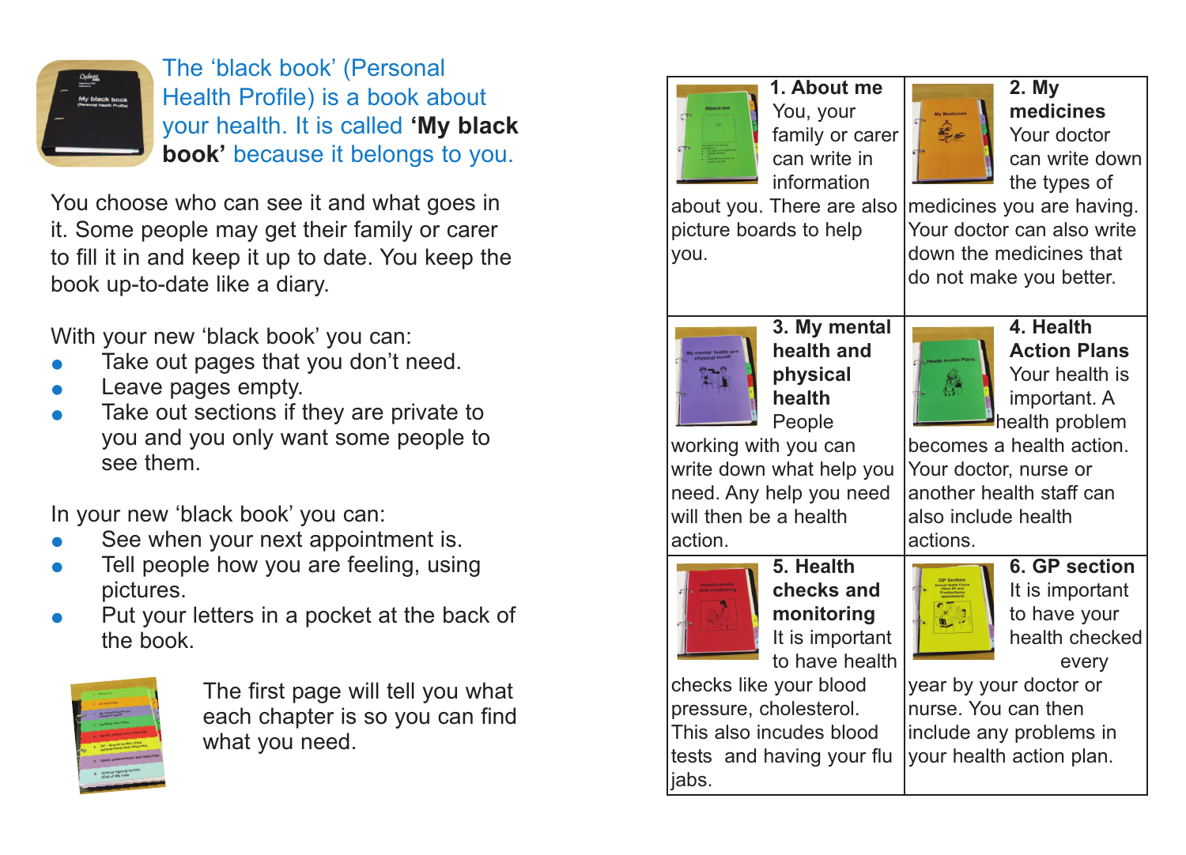The 'black book' (Personal Health Profile) is a book about your health. It is called **'My black book'** because it belongs to you.

You choose who can see it and what goes in it. Some people may get their family or carer to fill it in and keep it up to date. You keep the book up-to-date like a diary.

With your new 'black book' you can:

- Take out pages that you don't need.
- Leave pages empty.
- Take out sections if they are private to you and you only want some people to see them.

In your new 'black book' you can:

- See when your next appointment is.
- Tell people how you are feeling, using pictures.
- Put your letters in a pocket at the back of the book.

The first page will tell you what each chapter is so you can find what you need.

**1. About me**
You, your family or carer can write in information about you. There are also picture boards to help you.

**2. My medicines**
Your doctor can write down the types of medicines you are having. Your doctor can also write down the medicines that do not make you better.

**3. My mental health and physical health**
People working with you can write down what help you need. Any help you need will then be a health action.

**4. Health Action Plans**
Your health is important. A health problem becomes a health action. Your doctor, nurse or another health staff can also include health actions.

**5. Health checks and monitoring**
It is important to have health checks like your blood pressure, cholesterol. This also incudes blood tests and having your flu jabs.

**6. GP section**
It is important to have your health checked every year by your doctor or nurse. You can then include any problems in your health action plan.